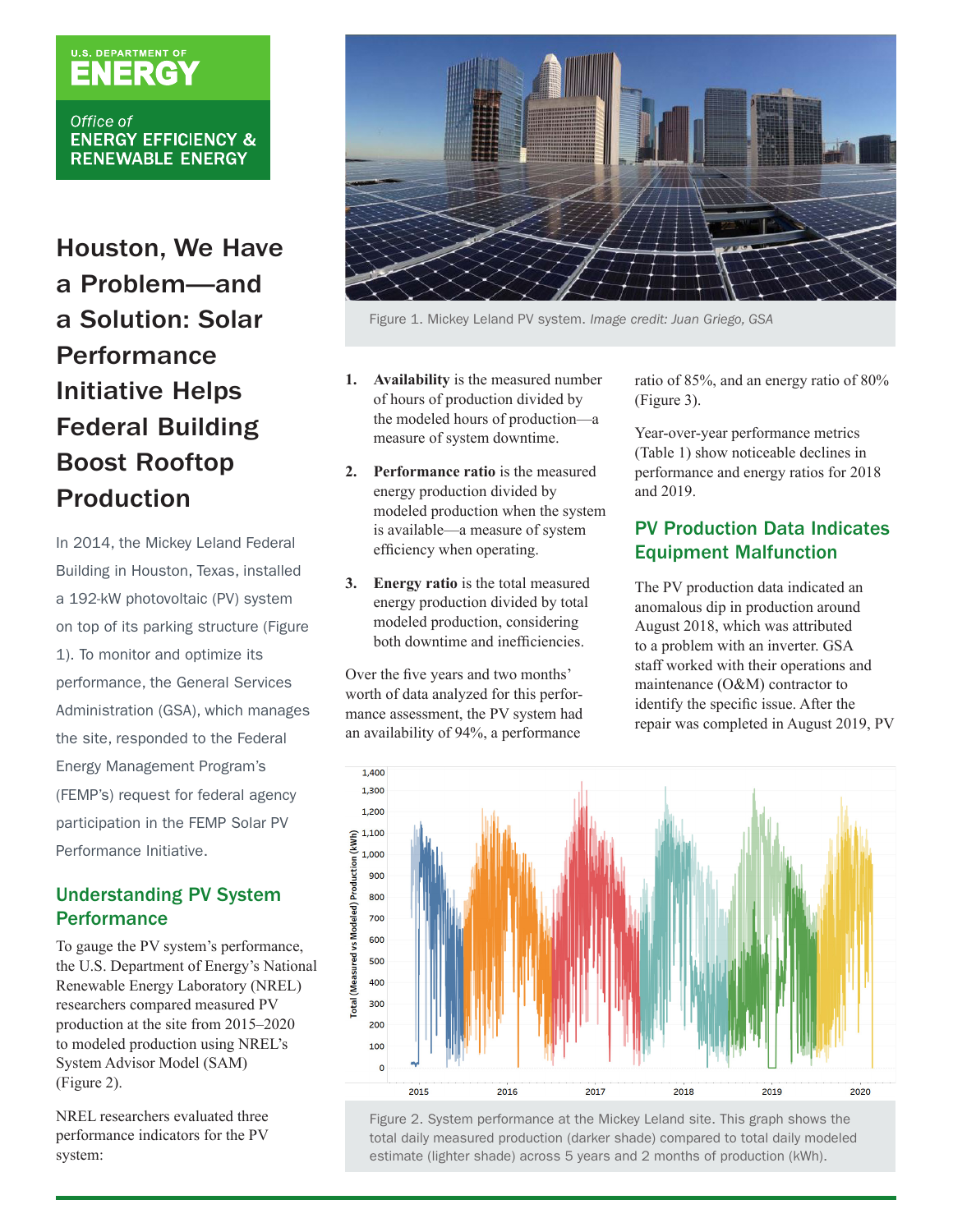U.S. DEPARTMENT OF ENERGY

Office of ENERGY EFFICIENCY & RENEWABLE ENERGY

# Houston, We Have a Problem—and a Solution: Solar Performance Initiative Helps Federal Building Boost Rooftop Production

In 2014, the Mickey Leland Federal Building in Houston, Texas, installed a 192-kW photovoltaic (PV) system on top of its parking structure (Figure 1). To monitor and optimize its performance, the General Services Administration (GSA), which manages the site, responded to the Federal Energy Management Program's (FEMP's) request for federal agency participation in the FEMP Solar PV Performance Initiative.

## Understanding PV System Performance

To gauge the PV system's performance, the U.S. Department of Energy's National Renewable Energy Laboratory (NREL) researchers compared measured PV production at the site from 2015–2020 to modeled production using NREL's System Advisor Model (SAM) (Figure 2).

NREL researchers evaluated three performance indicators for the PV system:

Figure 1. Mickey Leland PV system. *Image credit: Juan Griego, GSA*

1. **Availability** is the measured number of hours of production divided by the modeled hours of production—a measure of system downtime.
2. **Performance ratio** is the measured energy production divided by modeled production when the system is available—a measure of system efficiency when operating.
3. **Energy ratio** is the total measured energy production divided by total modeled production, considering both downtime and inefficiencies.

Over the five years and two months' worth of data analyzed for this performance assessment, the PV system had an availability of 94%, a performance ratio of 85%, and an energy ratio of 80% (Figure 3).

Year-over-year performance metrics (Table 1) show noticeable declines in performance and energy ratios for 2018 and 2019.

## PV Production Data Indicates Equipment Malfunction

The PV production data indicated an anomalous dip in production around August 2018, which was attributed to a problem with an inverter. GSA staff worked with their operations and maintenance (O&M) contractor to identify the specific issue. After the repair was completed in August 2019, PV

Figure 2. System performance at the Mickey Leland site. This graph shows the total daily measured production (darker shade) compared to total daily modeled estimate (lighter shade) across 5 years and 2 months of production (kWh).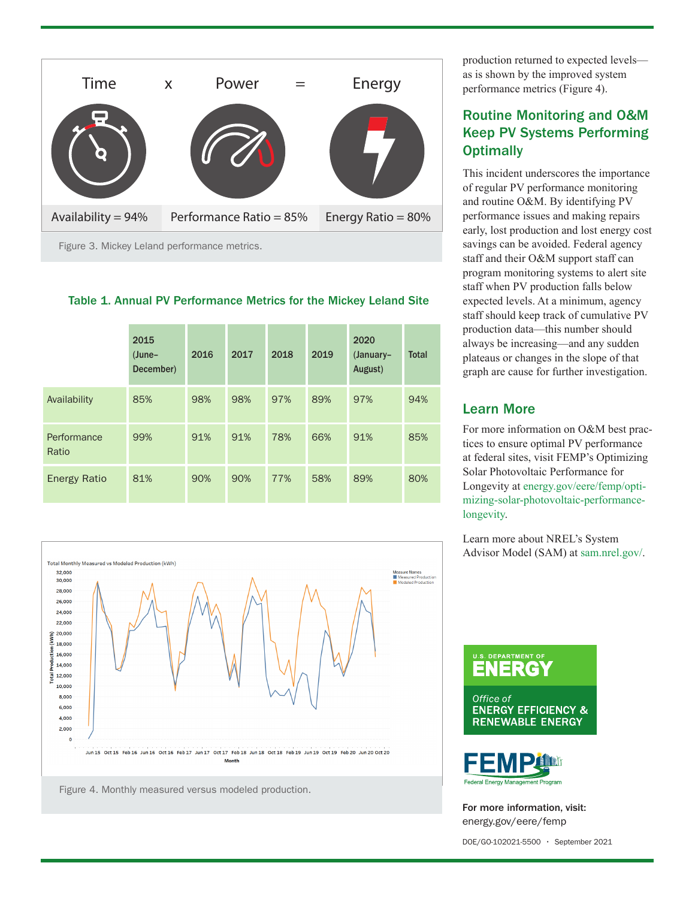Time x Power = Energy

Availability = 94%

Performance Ratio = 85%

Energy Ratio = 80%

Figure 3. Mickey Leland performance metrics.

### Table 1. Annual PV Performance Metrics for the Mickey Leland Site

| | 2015 (June–December) | 2016 | 2017 | 2018 | 2019 | 2020 (January–August) | Total |
|---|---|---|---|---|---|---|---|
| Availability | 85% | 98% | 98% | 97% | 89% | 97% | 94% |
| Performance Ratio | 99% | 91% | 91% | 78% | 66% | 91% | 85% |
| Energy Ratio | 81% | 90% | 90% | 77% | 58% | 89% | 80% |

Total Monthly Measured vs Modeled Production (kWh)

Measure Names
Measured Production
Modeled Production

Total Production (kWh)

32,000
30,000
28,000
26,000
24,000
22,000
20,000
18,000
16,000
14,000
12,000
10,000
8,000
6,000
4,000
2,000
0

Jun 15 Oct 15 Feb 16 Jun 16 Oct 16 Feb 17 Jun 17 Oct 17 Feb 18 Jun 18 Oct 18 Feb 19 Jun 19 Oct 19 Feb 20 Jun 20 Oct 20

Month

Figure 4. Monthly measured versus modeled production.

production returned to expected levels—as is shown by the improved system performance metrics (Figure 4).

## Routine Monitoring and O&M Keep PV Systems Performing Optimally

This incident underscores the importance of regular PV performance monitoring and routine O&M. By identifying PV performance issues and making repairs early, lost production and lost energy cost savings can be avoided. Federal agency staff and their O&M support staff can program monitoring systems to alert site staff when PV production falls below expected levels. At a minimum, agency staff should keep track of cumulative PV production data—this number should always be increasing—and any sudden plateaus or changes in the slope of that graph are cause for further investigation.

## Learn More

For more information on O&M best practices to ensure optimal PV performance at federal sites, visit FEMP's Optimizing Solar Photovoltaic Performance for Longevity at energy.gov/eere/femp/optimizing-solar-photovoltaic-performance-longevity.

Learn more about NREL's System Advisor Model (SAM) at sam.nrel.gov/.

U.S. DEPARTMENT OF ENERGY

Office of ENERGY EFFICIENCY & RENEWABLE ENERGY

FEMP Federal Energy Management Program

**For more information, visit:**
energy.gov/eere/femp

DOE/GO-102021-5500 · September 2021